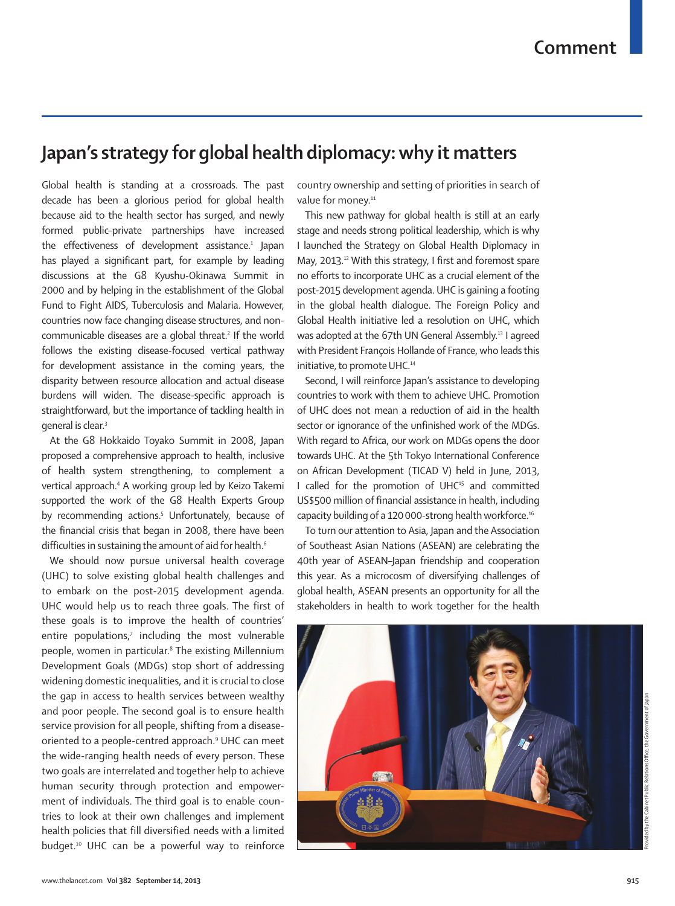# Japan's strategy for global health diplomacy: why it matters

Global health is standing at a crossroads. The past decade has been a glorious period for global health because aid to the health sector has surged, and newly formed public–private partnerships have increased the effectiveness of development assistance.[1] Japan has played a significant part, for example by leading discussions at the G8 Kyushu-Okinawa Summit in 2000 and by helping in the establishment of the Global Fund to Fight AIDS, Tuberculosis and Malaria. However, countries now face changing disease structures, and non-communicable diseases are a global threat.[2] If the world follows the existing disease-focused vertical pathway for development assistance in the coming years, the disparity between resource allocation and actual disease burdens will widen. The disease-specific approach is straightforward, but the importance of tackling health in general is clear.[3]

At the G8 Hokkaido Toyako Summit in 2008, Japan proposed a comprehensive approach to health, inclusive of health system strengthening, to complement a vertical approach.[4] A working group led by Keizo Takemi supported the work of the G8 Health Experts Group by recommending actions.[5] Unfortunately, because of the financial crisis that began in 2008, there have been difficulties in sustaining the amount of aid for health.[6]

We should now pursue universal health coverage (UHC) to solve existing global health challenges and to embark on the post-2015 development agenda. UHC would help us to reach three goals. The first of these goals is to improve the health of countries' entire populations,[7] including the most vulnerable people, women in particular.[8] The existing Millennium Development Goals (MDGs) stop short of addressing widening domestic inequalities, and it is crucial to close the gap in access to health services between wealthy and poor people. The second goal is to ensure health service provision for all people, shifting from a disease-oriented to a people-centred approach.[9] UHC can meet the wide-ranging health needs of every person. These two goals are interrelated and together help to achieve human security through protection and empowerment of individuals. The third goal is to enable countries to look at their own challenges and implement health policies that fill diversified needs with a limited budget.[10] UHC can be a powerful way to reinforce country ownership and setting of priorities in search of value for money.[11]

This new pathway for global health is still at an early stage and needs strong political leadership, which is why I launched the Strategy on Global Health Diplomacy in May, 2013.[12] With this strategy, I first and foremost spare no efforts to incorporate UHC as a crucial element of the post-2015 development agenda. UHC is gaining a footing in the global health dialogue. The Foreign Policy and Global Health initiative led a resolution on UHC, which was adopted at the 67th UN General Assembly.[13] I agreed with President François Hollande of France, who leads this initiative, to promote UHC.[14]

Second, I will reinforce Japan's assistance to developing countries to work with them to achieve UHC. Promotion of UHC does not mean a reduction of aid in the health sector or ignorance of the unfinished work of the MDGs. With regard to Africa, our work on MDGs opens the door towards UHC. At the 5th Tokyo International Conference on African Development (TICAD V) held in June, 2013, I called for the promotion of UHC[15] and committed US$500 million of financial assistance in health, including capacity building of a 120 000-strong health workforce.[16]

To turn our attention to Asia, Japan and the Association of Southeast Asian Nations (ASEAN) are celebrating the 40th year of ASEAN–Japan friendship and cooperation this year. As a microcosm of diversifying challenges of global health, ASEAN presents an opportunity for all the stakeholders in health to work together for the health

Provided by the Cabinet Public Relations Office, the Government of Japan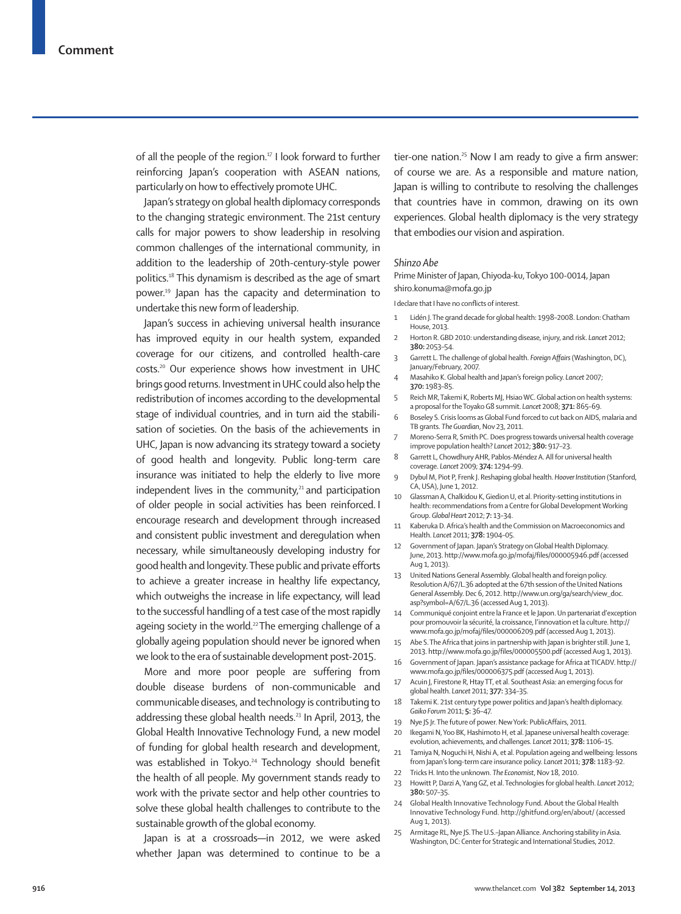of all the people of the region.[17] I look forward to further reinforcing Japan's cooperation with ASEAN nations, particularly on how to effectively promote UHC.

Japan's strategy on global health diplomacy corresponds to the changing strategic environment. The 21st century calls for major powers to show leadership in resolving common challenges of the international community, in addition to the leadership of 20th-century-style power politics.[18] This dynamism is described as the age of smart power.[19] Japan has the capacity and determination to undertake this new form of leadership.

Japan's success in achieving universal health insurance has improved equity in our health system, expanded coverage for our citizens, and controlled health-care costs.[20] Our experience shows how investment in UHC brings good returns. Investment in UHC could also help the redistribution of incomes according to the developmental stage of individual countries, and in turn aid the stabilisation of societies. On the basis of the achievements in UHC, Japan is now advancing its strategy toward a society of good health and longevity. Public long-term care insurance was initiated to help the elderly to live more independent lives in the community,[21] and participation of older people in social activities has been reinforced. I encourage research and development through increased and consistent public investment and deregulation when necessary, while simultaneously developing industry for good health and longevity. These public and private efforts to achieve a greater increase in healthy life expectancy, which outweighs the increase in life expectancy, will lead to the successful handling of a test case of the most rapidly ageing society in the world.[22] The emerging challenge of a globally ageing population should never be ignored when we look to the era of sustainable development post-2015.

More and more poor people are suffering from double disease burdens of non-communicable and communicable diseases, and technology is contributing to addressing these global health needs.[23] In April, 2013, the Global Health Innovative Technology Fund, a new model of funding for global health research and development, was established in Tokyo.[24] Technology should benefit the health of all people. My government stands ready to work with the private sector and help other countries to solve these global health challenges to contribute to the sustainable growth of the global economy.

Japan is at a crossroads—in 2012, we were asked whether Japan was determined to continue to be a tier-one nation.[25] Now I am ready to give a firm answer: of course we are. As a responsible and mature nation, Japan is willing to contribute to resolving the challenges that countries have in common, drawing on its own experiences. Global health diplomacy is the very strategy that embodies our vision and aspiration.

*Shinzo Abe*

Prime Minister of Japan, Chiyoda-ku, Tokyo 100-0014, Japan
shiro.konuma@mofa.go.jp

I declare that I have no conflicts of interest.

1. Lidén J. The grand decade for global health: 1998–2008. London: Chatham House, 2013.
2. Horton R. GBD 2010: understanding disease, injury, and risk. *Lancet* 2012; **380:** 2053–54.
3. Garrett L. The challenge of global health. *Foreign Affairs* (Washington, DC), January/February, 2007.
4. Masahiko K. Global health and Japan's foreign policy. *Lancet* 2007; **370:** 1983–85.
5. Reich MR, Takemi K, Roberts MJ, Hsiao WC. Global action on health systems: a proposal for the Toyako G8 summit. *Lancet* 2008; **371:** 865–69.
6. Boseley S. Crisis looms as Global Fund forced to cut back on AIDS, malaria and TB grants. *The Guardian*, Nov 23, 2011.
7. Moreno-Serra R, Smith PC. Does progress towards universal health coverage improve population health? *Lancet* 2012; **380:** 917–23.
8. Garrett L, Chowdhury AHR, Pablos-Méndez A. All for universal health coverage. *Lancet* 2009; **374:** 1294–99.
9. Dybul M, Piot P, Frenk J. Reshaping global health. *Hoover Institution* (Stanford, CA, USA), June 1, 2012.
10. Glassman A, Chalkidou K, Giedion U, et al. Priority-setting institutions in health: recommendations from a Centre for Global Development Working Group. *Global Heart* 2012; **7:** 13–34.
11. Kaberuka D. Africa's health and the Commission on Macroeconomics and Health. *Lancet* 2011; **378:** 1904–05.
12. Government of Japan. Japan's Strategy on Global Health Diplomacy. June, 2013. http://www.mofa.go.jp/mofaj/files/000005946.pdf (accessed Aug 1, 2013).
13. United Nations General Assembly. Global health and foreign policy. Resolution A/67/L.36 adopted at the 67th session of the United Nations General Assembly. Dec 6, 2012. http://www.un.org/ga/search/view_doc.asp?symbol=A/67/L.36 (accessed Aug 1, 2013).
14. Communiqué conjoint entre la France et le Japon. Un partenariat d'exception pour promouvoir la sécurité, la croissance, l'innovation et la culture. http://www.mofa.go.jp/mofaj/files/000006209.pdf (accessed Aug 1, 2013).
15. Abe S. The Africa that joins in partnership with Japan is brighter still. June 1, 2013. http://www.mofa.go.jp/files/000005500.pdf (accessed Aug 1, 2013).
16. Government of Japan. Japan's assistance package for Africa at TICADV. http://www.mofa.go.jp/files/000006375.pdf (accessed Aug 1, 2013).
17. Acuin J, Firestone R, Htay TT, et al. Southeast Asia: an emerging focus for global health. *Lancet* 2011; **377:** 334–35.
18. Takemi K. 21st century type power politics and Japan's health diplomacy. *Gaiko Forum* 2011; **5:** 36–47.
19. Nye JS Jr. The future of power. New York: PublicAffairs, 2011.
20. Ikegami N, Yoo BK, Hashimoto H, et al. Japanese universal health coverage: evolution, achievements, and challenges. *Lancet* 2011; **378:** 1106–15.
21. Tamiya N, Noguchi H, Nishi A, et al. Population ageing and wellbeing: lessons from Japan's long-term care insurance policy. *Lancet* 2011; **378:** 1183–92.
22. Tricks H. Into the unknown. *The Economist*, Nov 18, 2010.
23. Howitt P, Darzi A, Yang GZ, et al. Technologies for global health. *Lancet* 2012; **380:** 507–35.
24. Global Health Innovative Technology Fund. About the Global Health Innovative Technology Fund. http://ghitfund.org/en/about/ (accessed Aug 1, 2013).
25. Armitage RL, Nye JS. The U.S.–Japan Alliance. Anchoring stability in Asia. Washington, DC: Center for Strategic and International Studies, 2012.